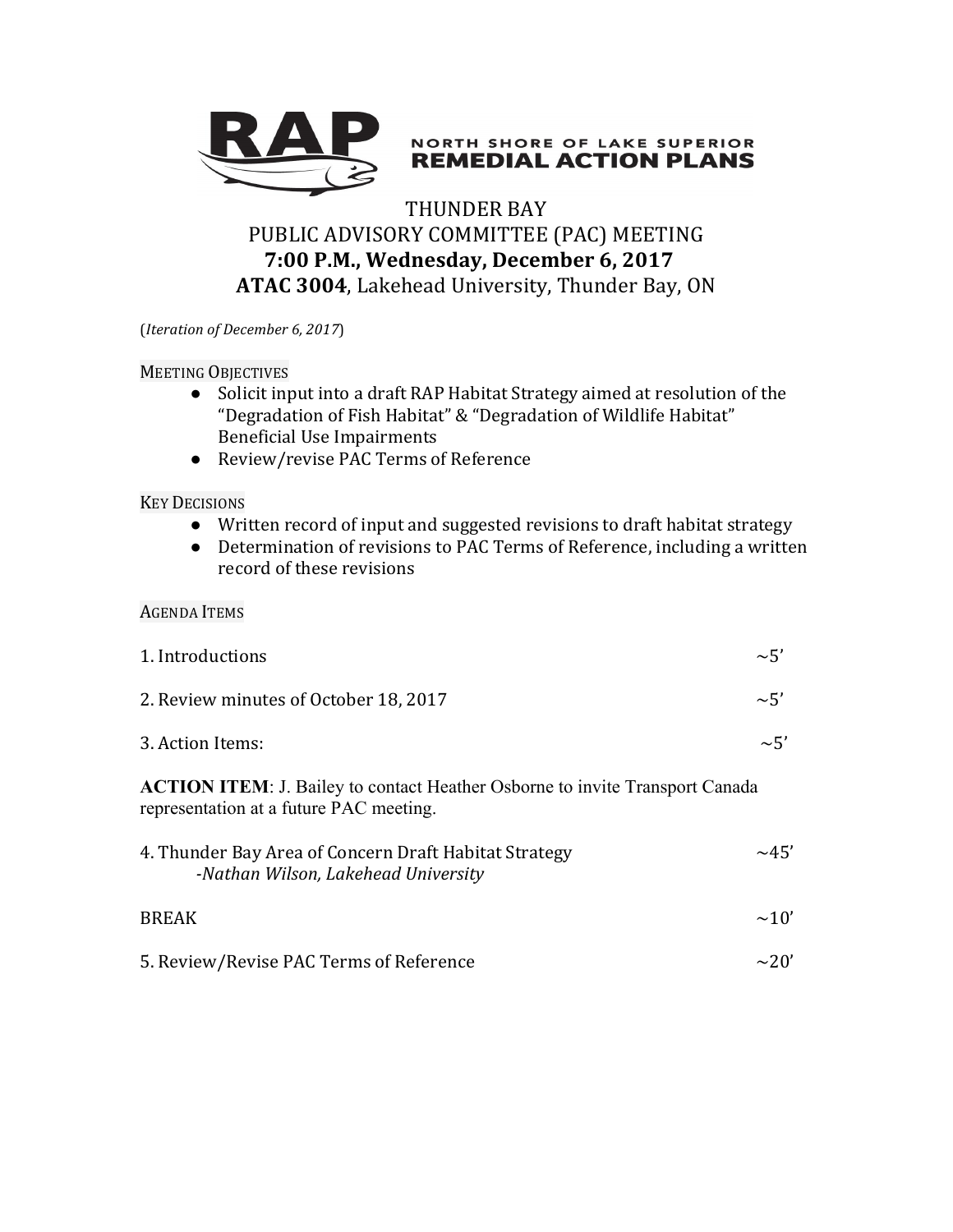NORTH SHORE OF LAKE SUPERIOR
**REMEDIAL ACTION PLANS**

# THUNDER BAY
## PUBLIC ADVISORY COMMITTEE (PAC) MEETING
**7:00 P.M., Wednesday, December 6, 2017**
**ATAC 3004**, Lakehead University, Thunder Bay, ON

(*Iteration of December 6, 2017*)

MEETING OBJECTIVES

- Solicit input into a draft RAP Habitat Strategy aimed at resolution of the "Degradation of Fish Habitat" & "Degradation of Wildlife Habitat" Beneficial Use Impairments
- Review/revise PAC Terms of Reference

KEY DECISIONS

- Written record of input and suggested revisions to draft habitat strategy
- Determination of revisions to PAC Terms of Reference, including a written record of these revisions

AGENDA ITEMS

1. Introductions ~5'

2. Review minutes of October 18, 2017 ~5'

3. Action Items: ~5'

**ACTION ITEM**: J. Bailey to contact Heather Osborne to invite Transport Canada representation at a future PAC meeting.

4. Thunder Bay Area of Concern Draft Habitat Strategy ~45'
   -*Nathan Wilson, Lakehead University*

BREAK ~10'

5. Review/Revise PAC Terms of Reference ~20'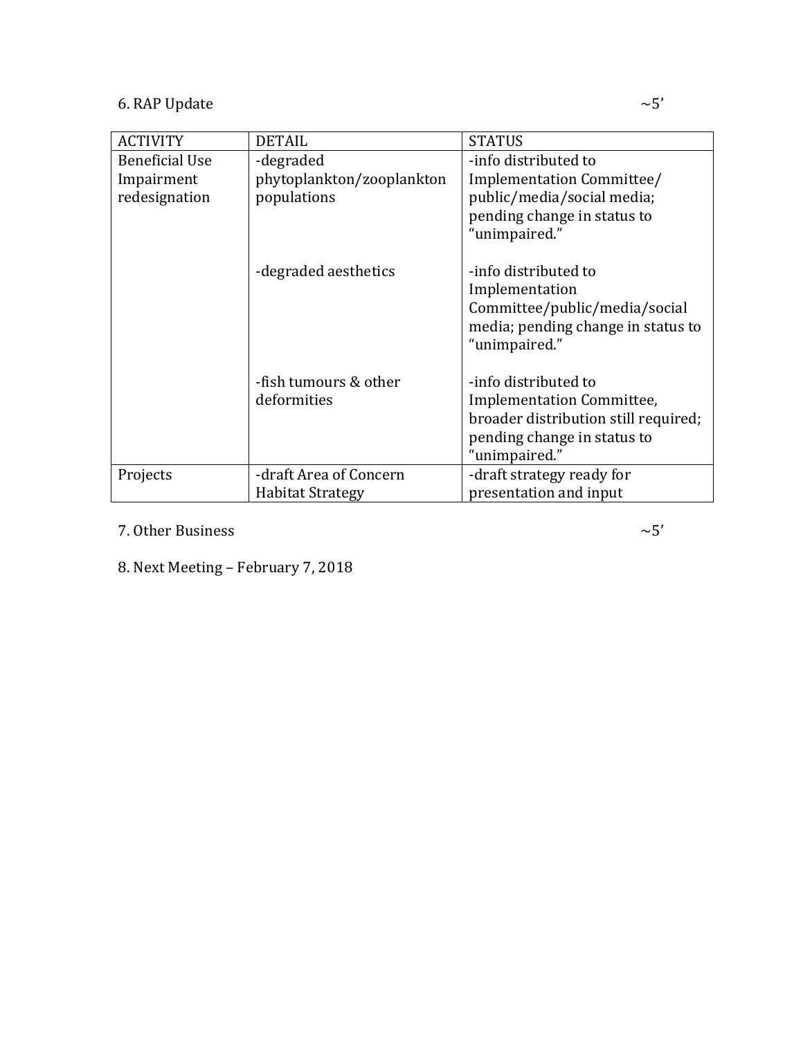6. RAP Update ~5’

| ACTIVITY | DETAIL | STATUS |
|---|---|---|
| Beneficial Use Impairment redesignation | -degraded phytoplankton/zooplankton populations | -info distributed to Implementation Committee/ public/media/social media; pending change in status to “unimpaired.” |
| | -degraded aesthetics | -info distributed to Implementation Committee/public/media/social media; pending change in status to “unimpaired.” |
| | -fish tumours & other deformities | -info distributed to Implementation Committee, broader distribution still required; pending change in status to “unimpaired.” |
| Projects | -draft Area of Concern Habitat Strategy | -draft strategy ready for presentation and input |

7. Other Business ~5’

8. Next Meeting – February 7, 2018